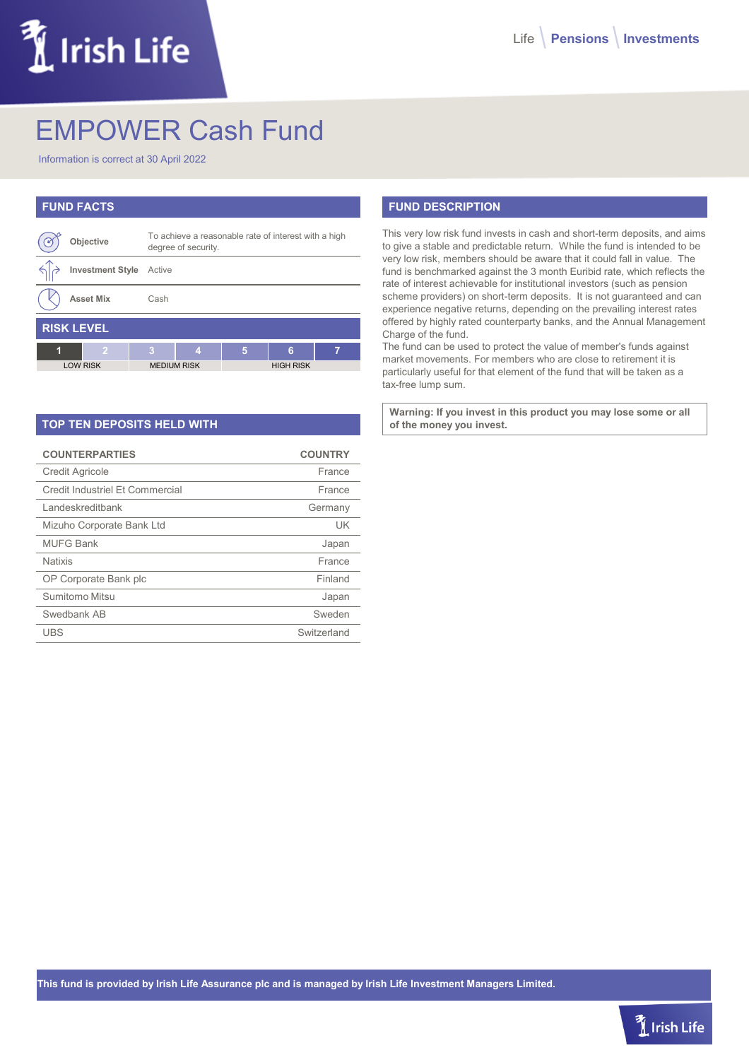# EMPOWER Cash Fund

Information is correct at 30 April 2022

## FUND FACTS

| | |
|---|---|
| **Objective** | To achieve a reasonable rate of interest with a high degree of security. |
| **Investment Style** | Active |
| **Asset Mix** | Cash |

## RISK LEVEL

| 1 | 2 | 3 | 4 | 5 | 6 | 7 |
|---|---|---|---|---|---|---|
| LOW RISK | | MEDIUM RISK | | HIGH RISK | | |

## TOP TEN DEPOSITS HELD WITH

| COUNTERPARTIES | COUNTRY |
|---|---|
| Credit Agricole | France |
| Credit Industriel Et Commercial | France |
| Landeskreditbank | Germany |
| Mizuho Corporate Bank Ltd | UK |
| MUFG Bank | Japan |
| Natixis | France |
| OP Corporate Bank plc | Finland |
| Sumitomo Mitsu | Japan |
| Swedbank AB | Sweden |
| UBS | Switzerland |

## FUND DESCRIPTION

This very low risk fund invests in cash and short-term deposits, and aims to give a stable and predictable return. While the fund is intended to be very low risk, members should be aware that it could fall in value. The fund is benchmarked against the 3 month Euribid rate, which reflects the rate of interest achievable for institutional investors (such as pension scheme providers) on short-term deposits. It is not guaranteed and can experience negative returns, depending on the prevailing interest rates offered by highly rated counterparty banks, and the Annual Management Charge of the fund.

The fund can be used to protect the value of member's funds against market movements. For members who are close to retirement it is particularly useful for that element of the fund that will be taken as a tax-free lump sum.

**Warning: If you invest in this product you may lose some or all of the money you invest.**

**This fund is provided by Irish Life Assurance plc and is managed by Irish Life Investment Managers Limited.**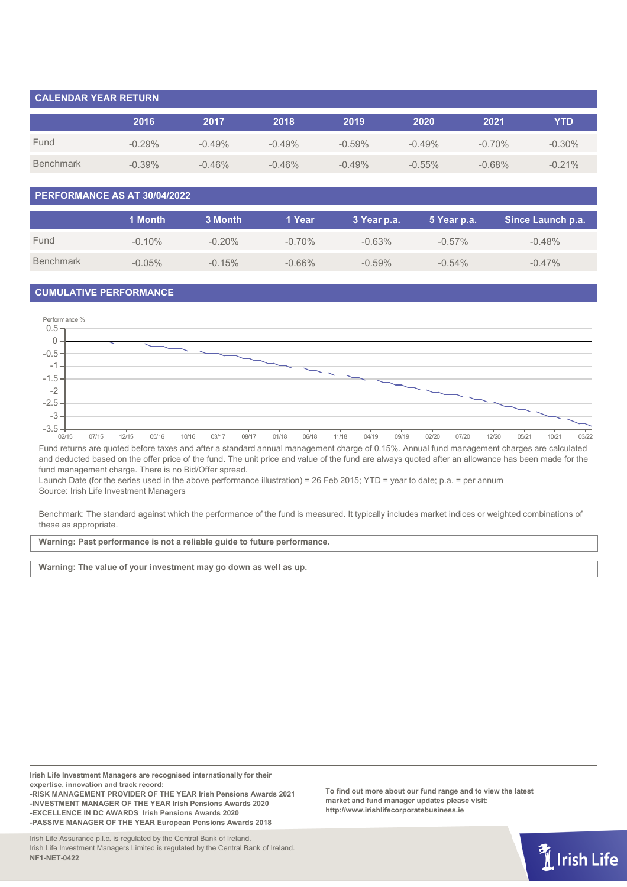## CALENDAR YEAR RETURN

| | 2016 | 2017 | 2018 | 2019 | 2020 | 2021 | YTD |
|---|---|---|---|---|---|---|---|
| Fund | -0.29% | -0.49% | -0.49% | -0.59% | -0.49% | -0.70% | -0.30% |
| Benchmark | -0.39% | -0.46% | -0.46% | -0.49% | -0.55% | -0.68% | -0.21% |

## PERFORMANCE AS AT 30/04/2022

| | 1 Month | 3 Month | 1 Year | 3 Year p.a. | 5 Year p.a. | Since Launch p.a. |
|---|---|---|---|---|---|---|
| Fund | -0.10% | -0.20% | -0.70% | -0.63% | -0.57% | -0.48% |
| Benchmark | -0.05% | -0.15% | -0.66% | -0.59% | -0.54% | -0.47% |

## CUMULATIVE PERFORMANCE

Performance %
0.5
0
-0.5
-1
-1.5
-2
-2.5
-3
-3.5
02/15 07/15 12/15 05/16 10/16 03/17 08/17 01/18 06/18 11/18 04/19 09/19 02/20 07/20 12/20 05/21 10/21 03/22

Fund returns are quoted before taxes and after a standard annual management charge of 0.15%. Annual fund management charges are calculated and deducted based on the offer price of the fund. The unit price and value of the fund are always quoted after an allowance has been made for the fund management charge. There is no Bid/Offer spread.

Launch Date (for the series used in the above performance illustration) = 26 Feb 2015; YTD = year to date; p.a. = per annum

Source: Irish Life Investment Managers

Benchmark: The standard against which the performance of the fund is measured. It typically includes market indices or weighted combinations of these as appropriate.

**Warning: Past performance is not a reliable guide to future performance.**

**Warning: The value of your investment may go down as well as up.**

**Irish Life Investment Managers are recognised internationally for their expertise, innovation and track record:**
**-RISK MANAGEMENT PROVIDER OF THE YEAR Irish Pensions Awards 2021**
**-INVESTMENT MANAGER OF THE YEAR Irish Pensions Awards 2020**
**-EXCELLENCE IN DC AWARDS Irish Pensions Awards 2020**
**-PASSIVE MANAGER OF THE YEAR European Pensions Awards 2018**

**To find out more about our fund range and to view the latest market and fund manager updates please visit: http://www.irishlifecorporatebusiness.ie**

Irish Life Assurance p.l.c. is regulated by the Central Bank of Ireland.
Irish Life Investment Managers Limited is regulated by the Central Bank of Ireland.
**NF1-NET-0422**

Irish Life